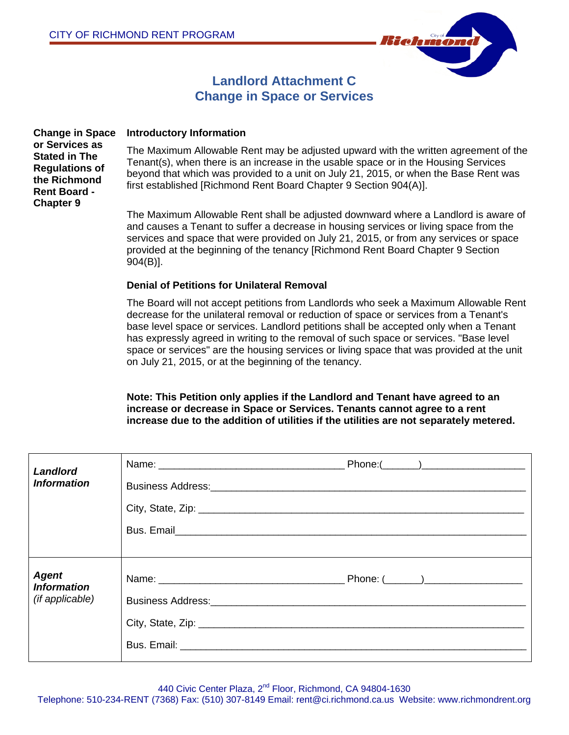CITY OF RICHMOND RENT PROGRAM

# Landlord Attachment C
# Change in Space or Services

**Change in Space or Services as Stated in The Regulations of the Richmond Rent Board - Chapter 9**

### Introductory Information

The Maximum Allowable Rent may be adjusted upward with the written agreement of the Tenant(s), when there is an increase in the usable space or in the Housing Services beyond that which was provided to a unit on July 21, 2015, or when the Base Rent was first established [Richmond Rent Board Chapter 9 Section 904(A)].

The Maximum Allowable Rent shall be adjusted downward where a Landlord is aware of and causes a Tenant to suffer a decrease in housing services or living space from the services and space that were provided on July 21, 2015, or from any services or space provided at the beginning of the tenancy [Richmond Rent Board Chapter 9 Section 904(B)].

### Denial of Petitions for Unilateral Removal

The Board will not accept petitions from Landlords who seek a Maximum Allowable Rent decrease for the unilateral removal or reduction of space or services from a Tenant's base level space or services. Landlord petitions shall be accepted only when a Tenant has expressly agreed in writing to the removal of such space or services. "Base level space or services" are the housing services or living space that was provided at the unit on July 21, 2015, or at the beginning of the tenancy.

**Note: This Petition only applies if the Landlord and Tenant have agreed to an increase or decrease in Space or Services. Tenants cannot agree to a rent increase due to the addition of utilities if the utilities are not separately metered.**

| | |
|---|---|
| ***Landlord Information*** | Name: __________________________________ Phone:(______)__________________<br>Business Address:__________________________________________________________<br>City, State, Zip: ___________________________________________________________<br>Bus. Email__________________________________________________________________ |
| ***Agent Information*** *(if applicable)* | Name: __________________________________ Phone: (______)_________________<br>Business Address:__________________________________________________________<br>City, State, Zip: ___________________________________________________________<br>Bus. Email: ________________________________________________________________ |

440 Civic Center Plaza, 2nd Floor, Richmond, CA 94804-1630
Telephone: 510-234-RENT (7368) Fax: (510) 307-8149 Email: rent@ci.richmond.ca.us Website: www.richmondrent.org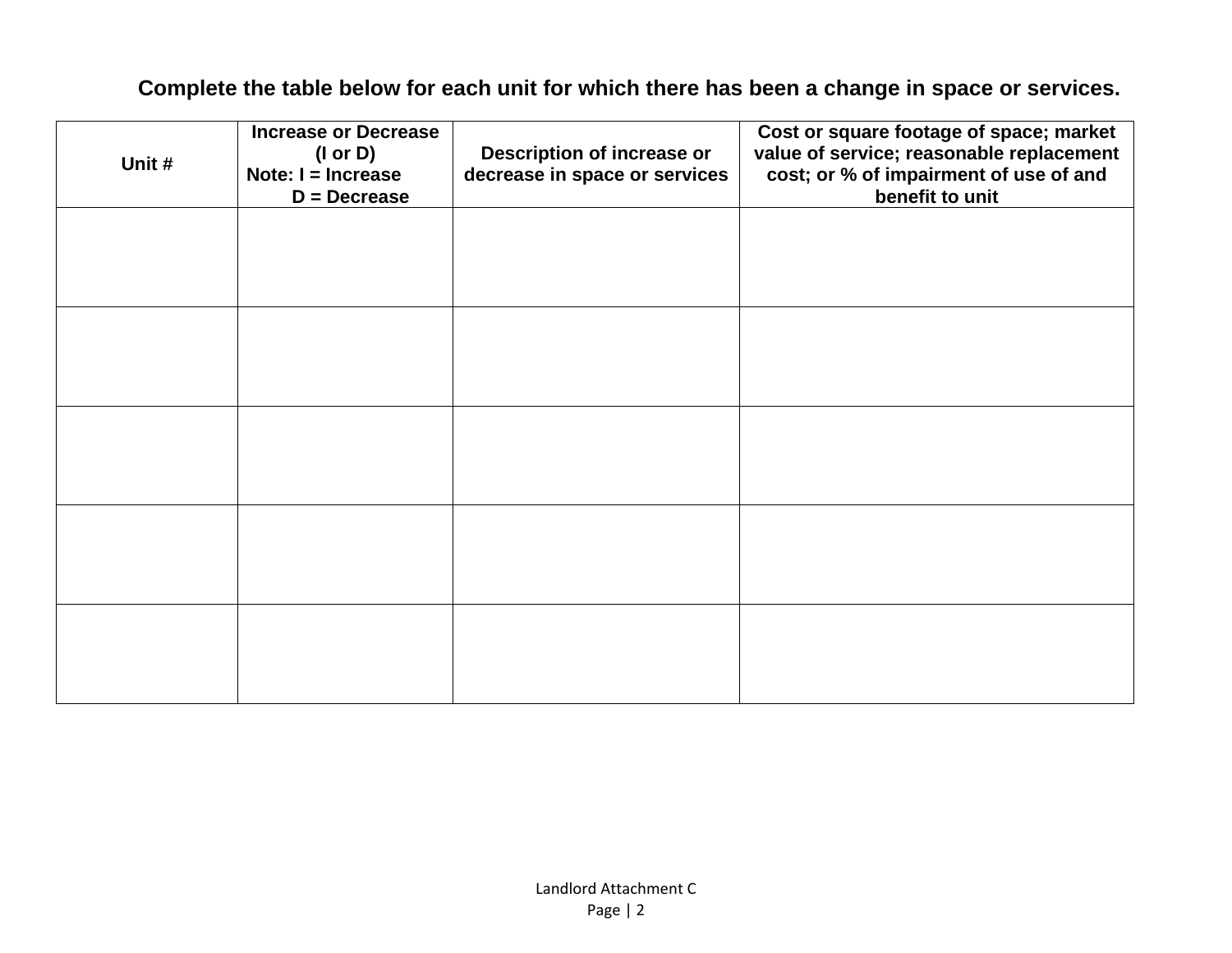**Complete the table below for each unit for which there has been a change in space or services.**

| Unit # | Increase or Decrease (I or D) Note: I = Increase D = Decrease | Description of increase or decrease in space or services | Cost or square footage of space; market value of service; reasonable replacement cost; or % of impairment of use of and benefit to unit |
|---|---|---|---|
| | | | |
| | | | |
| | | | |
| | | | |
| | | | |

Landlord Attachment C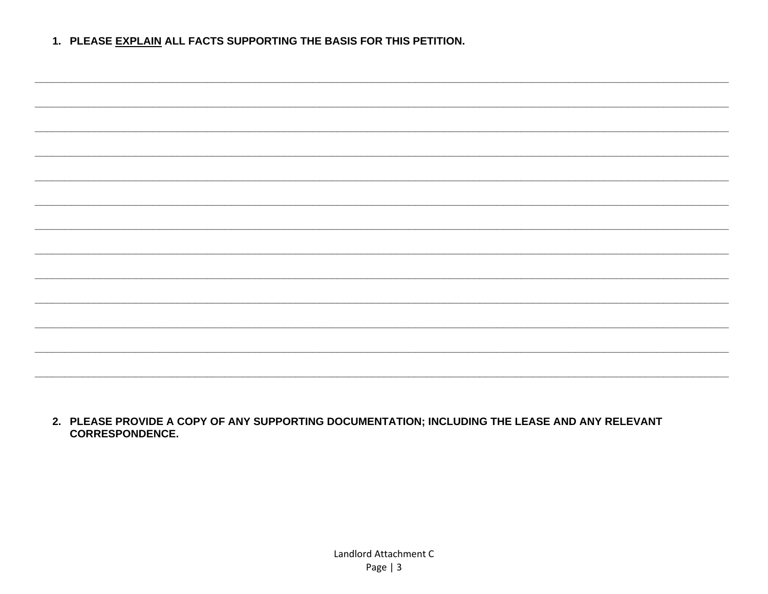1. **PLEASE <u>EXPLAIN</u> ALL FACTS SUPPORTING THE BASIS FOR THIS PETITION.**

_______________________________________________________________________________________________

_______________________________________________________________________________________________

_______________________________________________________________________________________________

_______________________________________________________________________________________________

_______________________________________________________________________________________________

_______________________________________________________________________________________________

_______________________________________________________________________________________________

_______________________________________________________________________________________________

_______________________________________________________________________________________________

_______________________________________________________________________________________________

_______________________________________________________________________________________________

_______________________________________________________________________________________________

_______________________________________________________________________________________________

2. **PLEASE PROVIDE A COPY OF ANY SUPPORTING DOCUMENTATION; INCLUDING THE LEASE AND ANY RELEVANT CORRESPONDENCE.**

Landlord Attachment C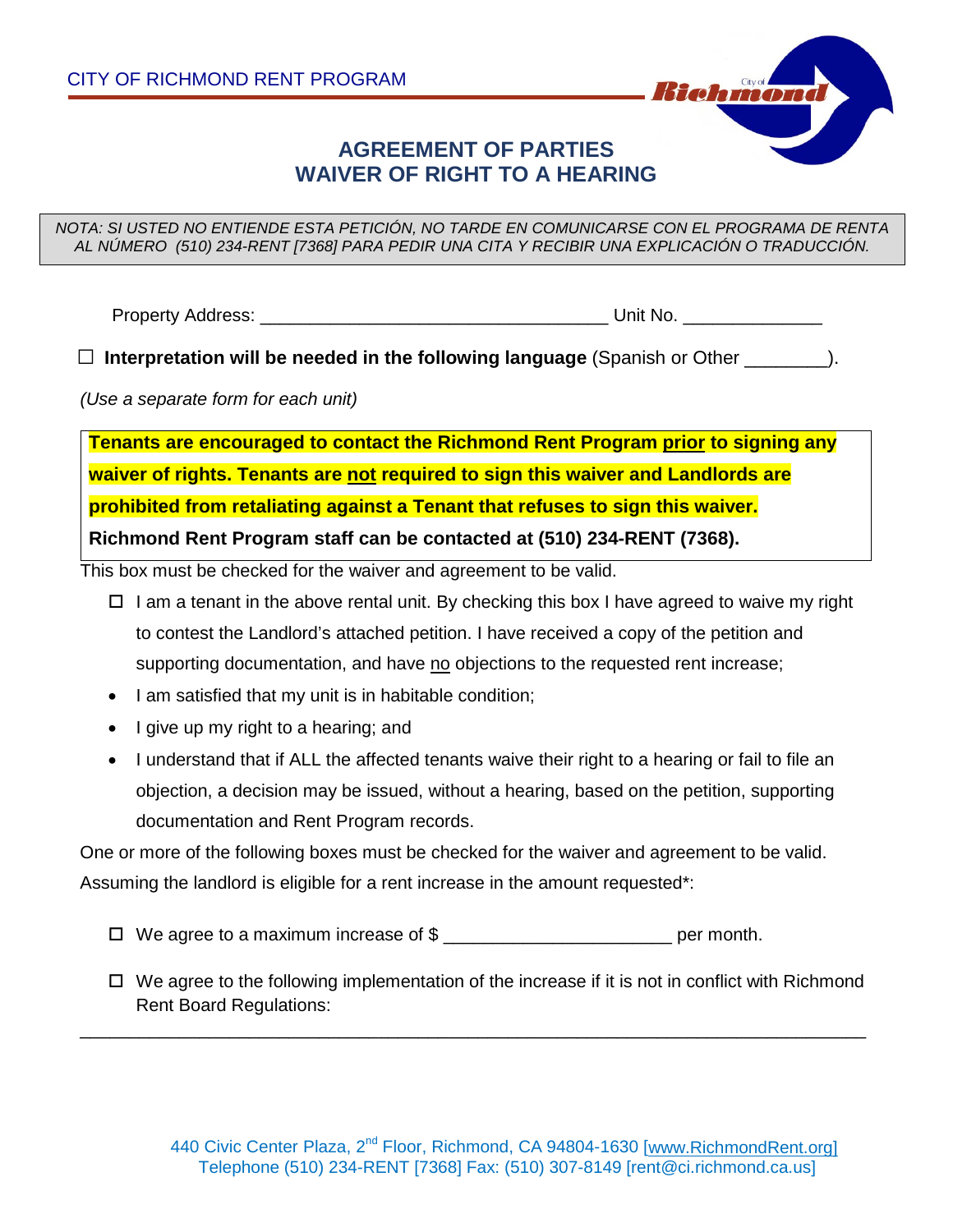CITY OF RICHMOND RENT PROGRAM

# AGREEMENT OF PARTIES
# WAIVER OF RIGHT TO A HEARING

*NOTA: SI USTED NO ENTIENDE ESTA PETICIÓN, NO TARDE EN COMUNICARSE CON EL PROGRAMA DE RENTA AL NÚMERO (510) 234-RENT [7368] PARA PEDIR UNA CITA Y RECIBIR UNA EXPLICACIÓN O TRADUCCIÓN.*

Property Address: ___________________________________ Unit No. ______________

☐ **Interpretation will be needed in the following language** (Spanish or Other ________).

*(Use a separate form for each unit)*

**Tenants are encouraged to contact the Richmond Rent Program prior to signing any waiver of rights. Tenants are not required to sign this waiver and Landlords are prohibited from retaliating against a Tenant that refuses to sign this waiver.**
**Richmond Rent Program staff can be contacted at (510) 234-RENT (7368).**

This box must be checked for the waiver and agreement to be valid.

- ☐ I am a tenant in the above rental unit. By checking this box I have agreed to waive my right to contest the Landlord's attached petition. I have received a copy of the petition and supporting documentation, and have no objections to the requested rent increase;
- I am satisfied that my unit is in habitable condition;
- I give up my right to a hearing; and
- I understand that if ALL the affected tenants waive their right to a hearing or fail to file an objection, a decision may be issued, without a hearing, based on the petition, supporting documentation and Rent Program records.

One or more of the following boxes must be checked for the waiver and agreement to be valid. Assuming the landlord is eligible for a rent increase in the amount requested*:

- ☐ We agree to a maximum increase of $ ______________________ per month.
- ☐ We agree to the following implementation of the increase if it is not in conflict with Richmond Rent Board Regulations:

_______________________________________________________________________________

440 Civic Center Plaza, 2nd Floor, Richmond, CA 94804-1630 [www.RichmondRent.org]
Telephone (510) 234-RENT [7368] Fax: (510) 307-8149 [rent@ci.richmond.ca.us]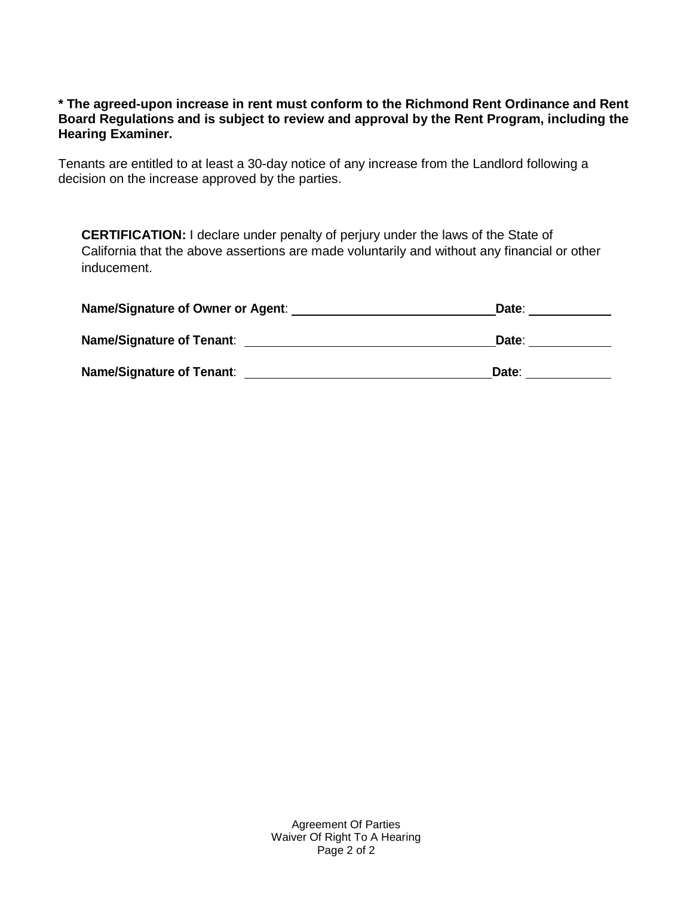**\* The agreed-upon increase in rent must conform to the Richmond Rent Ordinance and Rent Board Regulations and is subject to review and approval by the Rent Program, including the Hearing Examiner.**

Tenants are entitled to at least a 30-day notice of any increase from the Landlord following a decision on the increase approved by the parties.

**CERTIFICATION:** I declare under penalty of perjury under the laws of the State of California that the above assertions are made voluntarily and without any financial or other inducement.

**Name/Signature of Owner or Agent**: ______________________________ **Date**: ____________

**Name/Signature of Tenant**: ______________________________ **Date**: ____________

**Name/Signature of Tenant**: ______________________________ **Date**: ____________

Agreement Of Parties
Waiver Of Right To A Hearing